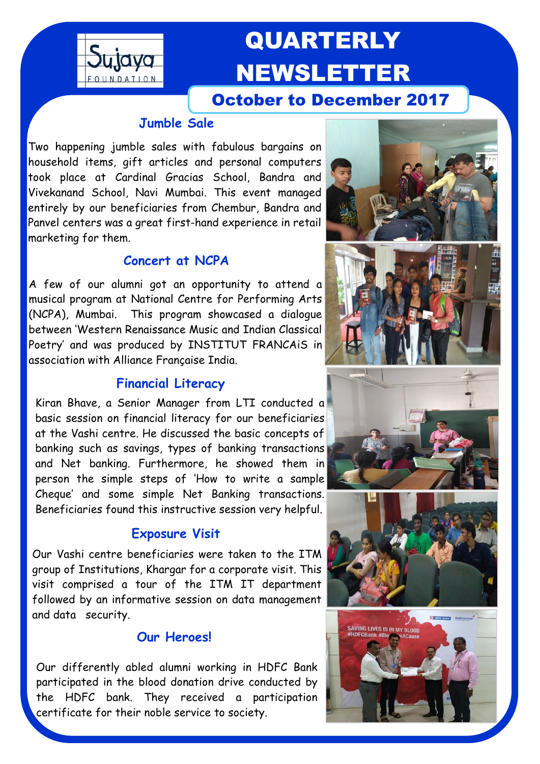Sujaya FOUNDATION

# QUARTERLY NEWSLETTER

## October to December 2017

### Jumble Sale

Two happening jumble sales with fabulous bargains on household items, gift articles and personal computers took place at Cardinal Gracias School, Bandra and Vivekanand School, Navi Mumbai. This event managed entirely by our beneficiaries from Chembur, Bandra and Panvel centers was a great first-hand experience in retail marketing for them.

### Concert at NCPA

A few of our alumni got an opportunity to attend a musical program at National Centre for Performing Arts (NCPA), Mumbai. This program showcased a dialogue between 'Western Renaissance Music and Indian Classical Poetry' and was produced by INSTITUT FRANCAiS in association with Alliance Française India.

### Financial Literacy

Kiran Bhave, a Senior Manager from LTI conducted a basic session on financial literacy for our beneficiaries at the Vashi centre. He discussed the basic concepts of banking such as savings, types of banking transactions and Net banking. Furthermore, he showed them in person the simple steps of 'How to write a sample Cheque' and some simple Net Banking transactions. Beneficiaries found this instructive session very helpful.

### Exposure Visit

Our Vashi centre beneficiaries were taken to the ITM group of Institutions, Khargar for a corporate visit. This visit comprised a tour of the ITM IT department followed by an informative session on data management and data security.

### Our Heroes!

Our differently abled alumni working in HDFC Bank participated in the blood donation drive conducted by the HDFC bank. They received a participation certificate for their noble service to society.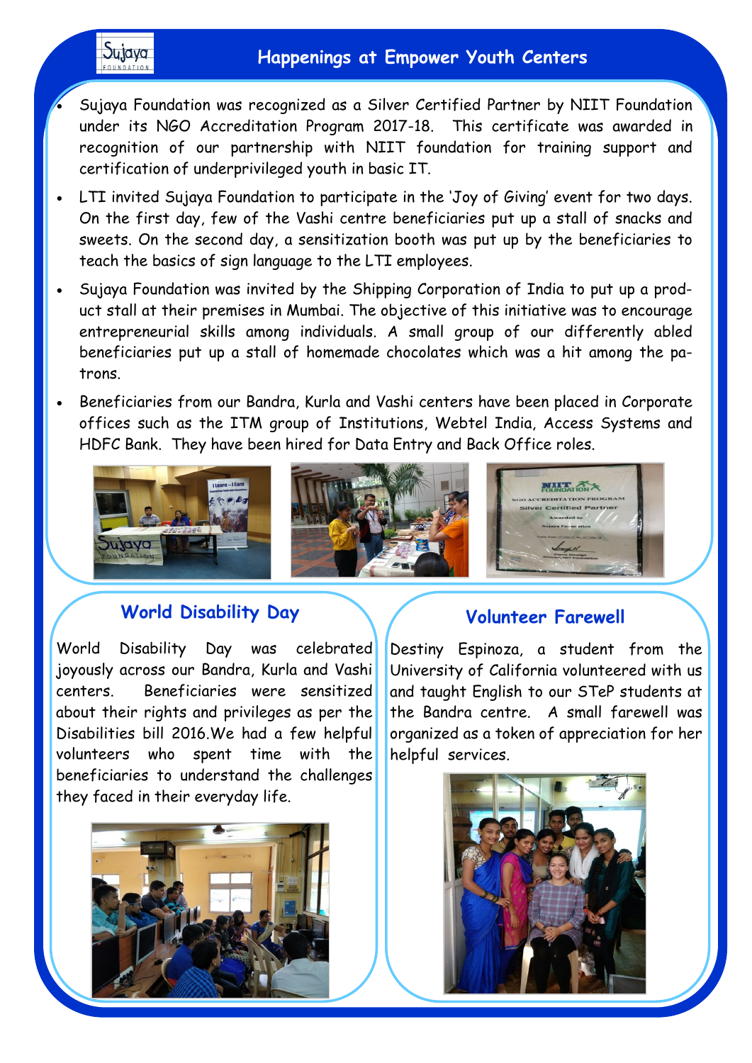## Happenings at Empower Youth Centers

- Sujaya Foundation was recognized as a Silver Certified Partner by NIIT Foundation under its NGO Accreditation Program 2017-18. This certificate was awarded in recognition of our partnership with NIIT foundation for training support and certification of underprivileged youth in basic IT.
- LTI invited Sujaya Foundation to participate in the 'Joy of Giving' event for two days. On the first day, few of the Vashi centre beneficiaries put up a stall of snacks and sweets. On the second day, a sensitization booth was put up by the beneficiaries to teach the basics of sign language to the LTI employees.
- Sujaya Foundation was invited by the Shipping Corporation of India to put up a product stall at their premises in Mumbai. The objective of this initiative was to encourage entrepreneurial skills among individuals. A small group of our differently abled beneficiaries put up a stall of homemade chocolates which was a hit among the patrons.
- Beneficiaries from our Bandra, Kurla and Vashi centers have been placed in Corporate offices such as the ITM group of Institutions, Webtel India, Access Systems and HDFC Bank. They have been hired for Data Entry and Back Office roles.

## World Disability Day

World Disability Day was celebrated joyously across our Bandra, Kurla and Vashi centers. Beneficiaries were sensitized about their rights and privileges as per the Disabilities bill 2016.We had a few helpful volunteers who spent time with the beneficiaries to understand the challenges they faced in their everyday life.

## Volunteer Farewell

Destiny Espinoza, a student from the University of California volunteered with us and taught English to our STeP students at the Bandra centre. A small farewell was organized as a token of appreciation for her helpful services.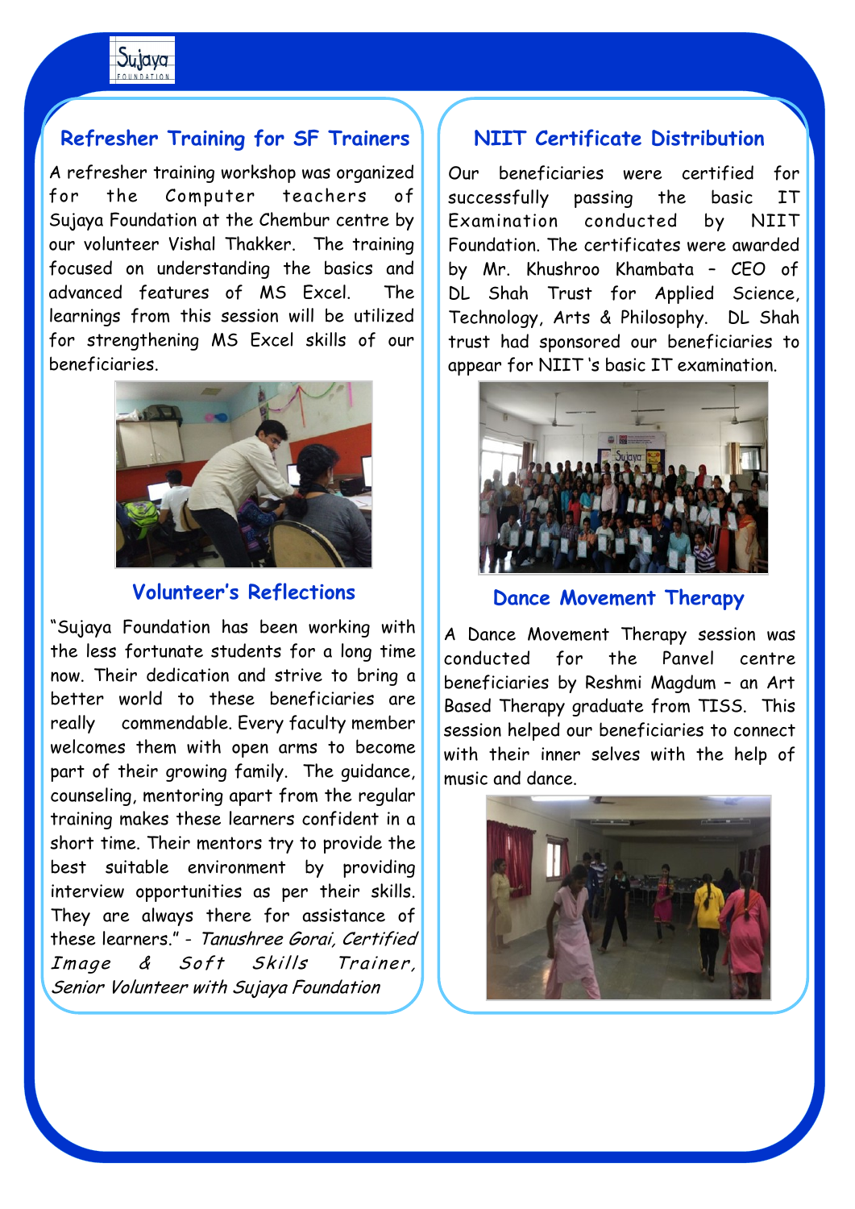## Refresher Training for SF Trainers

A refresher training workshop was organized for the Computer teachers of Sujaya Foundation at the Chembur centre by our volunteer Vishal Thakker. The training focused on understanding the basics and advanced features of MS Excel. The learnings from this session will be utilized for strengthening MS Excel skills of our beneficiaries.

## Volunteer's Reflections

"Sujaya Foundation has been working with the less fortunate students for a long time now. Their dedication and strive to bring a better world to these beneficiaries are really commendable. Every faculty member welcomes them with open arms to become part of their growing family. The guidance, counseling, mentoring apart from the regular training makes these learners confident in a short time. Their mentors try to provide the best suitable environment by providing interview opportunities as per their skills. They are always there for assistance of these learners." - *Tanushree Gorai, Certified Image & Soft Skills Trainer, Senior Volunteer with Sujaya Foundation*

## NIIT Certificate Distribution

Our beneficiaries were certified for successfully passing the basic IT Examination conducted by NIIT Foundation. The certificates were awarded by Mr. Khushroo Khambata – CEO of DL Shah Trust for Applied Science, Technology, Arts & Philosophy. DL Shah trust had sponsored our beneficiaries to appear for NIIT 's basic IT examination.

## Dance Movement Therapy

A Dance Movement Therapy session was conducted for the Panvel centre beneficiaries by Reshmi Magdum – an Art Based Therapy graduate from TISS. This session helped our beneficiaries to connect with their inner selves with the help of music and dance.